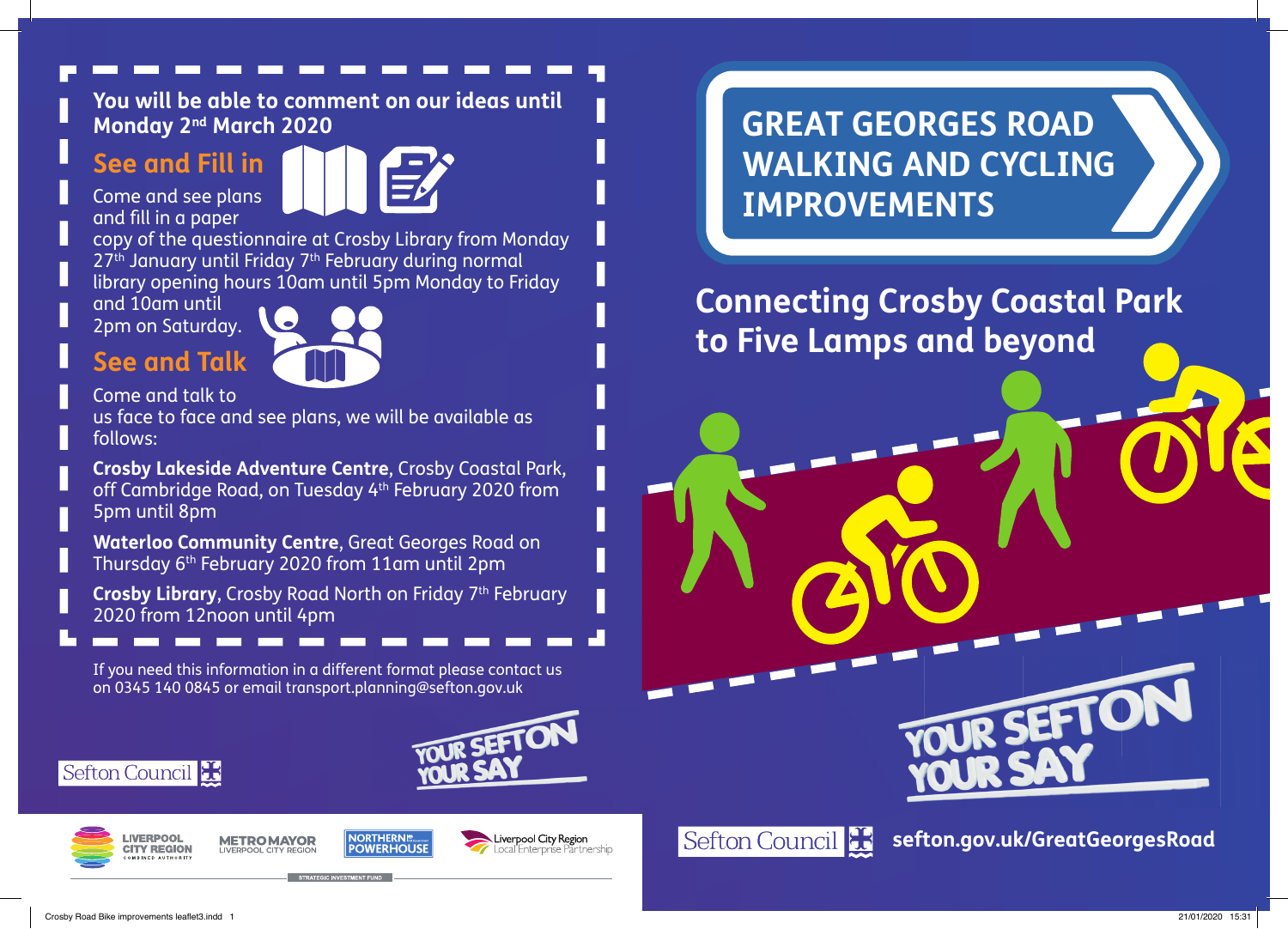# GREAT GEORGES ROAD WALKING AND CYCLING IMPROVEMENTS

## Connecting Crosby Coastal Park to Five Lamps and beyond

YOUR SEFTON YOUR SAY

Sefton Council

**sefton.gov.uk/GreatGeorgesRoad**

---

**You will be able to comment on our ideas until Monday 2nd March 2020**

### See and Fill in

Come and see plans and fill in a paper copy of the questionnaire at Crosby Library from Monday 27th January until Friday 7th February during normal library opening hours 10am until 5pm Monday to Friday and 10am until 2pm on Saturday.

### See and Talk

Come and talk to us face to face and see plans, we will be available as follows:

**Crosby Lakeside Adventure Centre**, Crosby Coastal Park, off Cambridge Road, on Tuesday 4th February 2020 from 5pm until 8pm

**Waterloo Community Centre**, Great Georges Road on Thursday 6th February 2020 from 11am until 2pm

**Crosby Library**, Crosby Road North on Friday 7th February 2020 from 12noon until 4pm

If you need this information in a different format please contact us on 0345 140 0845 or email transport.planning@sefton.gov.uk

Sefton Council

YOUR SEFTON YOUR SAY

LIVERPOOL CITY REGION COMBINED AUTHORITY | METRO MAYOR LIVERPOOL CITY REGION | NORTHERN POWERHOUSE | Liverpool City Region Local Enterprise Partnership

STRATEGIC INVESTMENT FUND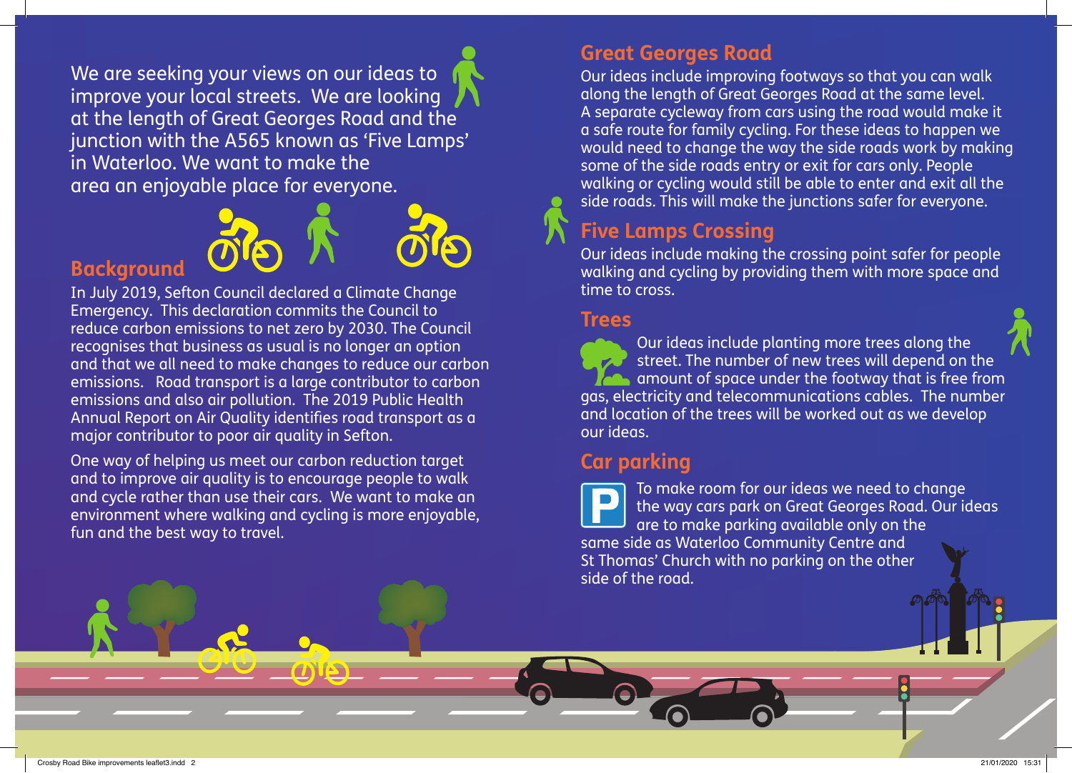We are seeking your views on our ideas to improve your local streets. We are looking at the length of Great Georges Road and the junction with the A565 known as 'Five Lamps' in Waterloo. We want to make the area an enjoyable place for everyone.

## Background

In July 2019, Sefton Council declared a Climate Change Emergency. This declaration commits the Council to reduce carbon emissions to net zero by 2030. The Council recognises that business as usual is no longer an option and that we all need to make changes to reduce our carbon emissions. Road transport is a large contributor to carbon emissions and also air pollution. The 2019 Public Health Annual Report on Air Quality identifies road transport as a major contributor to poor air quality in Sefton.

One way of helping us meet our carbon reduction target and to improve air quality is to encourage people to walk and cycle rather than use their cars. We want to make an environment where walking and cycling is more enjoyable, fun and the best way to travel.

## Great Georges Road

Our ideas include improving footways so that you can walk along the length of Great Georges Road at the same level. A separate cycleway from cars using the road would make it a safe route for family cycling. For these ideas to happen we would need to change the way the side roads work by making some of the side roads entry or exit for cars only. People walking or cycling would still be able to enter and exit all the side roads. This will make the junctions safer for everyone.

## Five Lamps Crossing

Our ideas include making the crossing point safer for people walking and cycling by providing them with more space and time to cross.

## Trees

Our ideas include planting more trees along the street. The number of new trees will depend on the amount of space under the footway that is free from gas, electricity and telecommunications cables. The number and location of the trees will be worked out as we develop our ideas.

## Car parking

To make room for our ideas we need to change the way cars park on Great Georges Road. Our ideas are to make parking available only on the same side as Waterloo Community Centre and St Thomas' Church with no parking on the other side of the road.